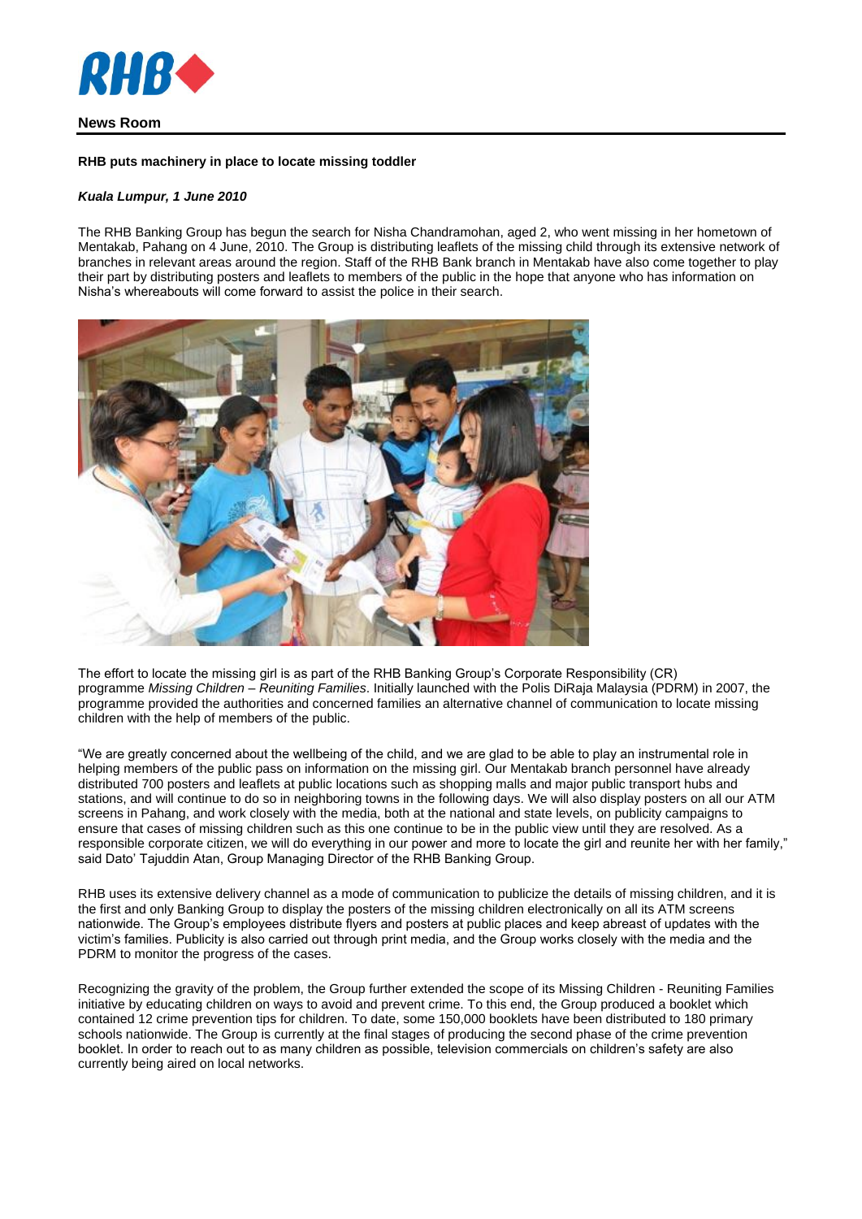RHB

**News Room**

**RHB puts machinery in place to locate missing toddler**

***Kuala Lumpur, 1 June 2010***

The RHB Banking Group has begun the search for Nisha Chandramohan, aged 2, who went missing in her hometown of Mentakab, Pahang on 4 June, 2010. The Group is distributing leaflets of the missing child through its extensive network of branches in relevant areas around the region. Staff of the RHB Bank branch in Mentakab have also come together to play their part by distributing posters and leaflets to members of the public in the hope that anyone who has information on Nisha's whereabouts will come forward to assist the police in their search.

The effort to locate the missing girl is as part of the RHB Banking Group's Corporate Responsibility (CR) programme *Missing Children – Reuniting Families*. Initially launched with the Polis DiRaja Malaysia (PDRM) in 2007, the programme provided the authorities and concerned families an alternative channel of communication to locate missing children with the help of members of the public.

"We are greatly concerned about the wellbeing of the child, and we are glad to be able to play an instrumental role in helping members of the public pass on information on the missing girl. Our Mentakab branch personnel have already distributed 700 posters and leaflets at public locations such as shopping malls and major public transport hubs and stations, and will continue to do so in neighboring towns in the following days. We will also display posters on all our ATM screens in Pahang, and work closely with the media, both at the national and state levels, on publicity campaigns to ensure that cases of missing children such as this one continue to be in the public view until they are resolved. As a responsible corporate citizen, we will do everything in our power and more to locate the girl and reunite her with her family," said Dato' Tajuddin Atan, Group Managing Director of the RHB Banking Group.

RHB uses its extensive delivery channel as a mode of communication to publicize the details of missing children, and it is the first and only Banking Group to display the posters of the missing children electronically on all its ATM screens nationwide. The Group's employees distribute flyers and posters at public places and keep abreast of updates with the victim's families. Publicity is also carried out through print media, and the Group works closely with the media and the PDRM to monitor the progress of the cases.

Recognizing the gravity of the problem, the Group further extended the scope of its Missing Children - Reuniting Families initiative by educating children on ways to avoid and prevent crime. To this end, the Group produced a booklet which contained 12 crime prevention tips for children. To date, some 150,000 booklets have been distributed to 180 primary schools nationwide. The Group is currently at the final stages of producing the second phase of the crime prevention booklet. In order to reach out to as many children as possible, television commercials on children's safety are also currently being aired on local networks.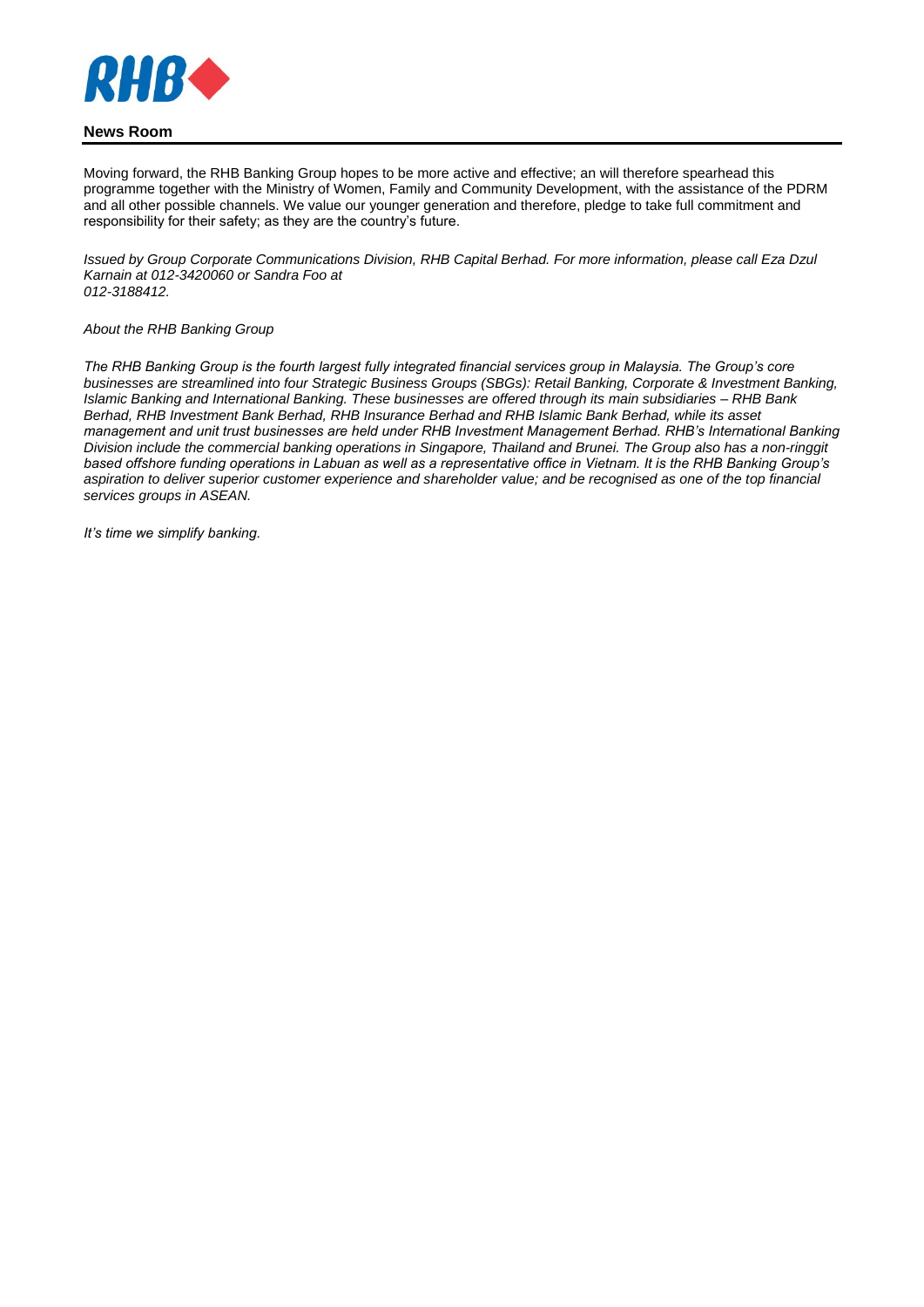Moving forward, the RHB Banking Group hopes to be more active and effective; an will therefore spearhead this programme together with the Ministry of Women, Family and Community Development, with the assistance of the PDRM and all other possible channels. We value our younger generation and therefore, pledge to take full commitment and responsibility for their safety; as they are the country's future.

*Issued by Group Corporate Communications Division, RHB Capital Berhad. For more information, please call Eza Dzul Karnain at 012-3420060 or Sandra Foo at 012-3188412.*

*About the RHB Banking Group*

*The RHB Banking Group is the fourth largest fully integrated financial services group in Malaysia. The Group's core businesses are streamlined into four Strategic Business Groups (SBGs): Retail Banking, Corporate & Investment Banking, Islamic Banking and International Banking. These businesses are offered through its main subsidiaries – RHB Bank Berhad, RHB Investment Bank Berhad, RHB Insurance Berhad and RHB Islamic Bank Berhad, while its asset management and unit trust businesses are held under RHB Investment Management Berhad. RHB's International Banking Division include the commercial banking operations in Singapore, Thailand and Brunei. The Group also has a non-ringgit based offshore funding operations in Labuan as well as a representative office in Vietnam. It is the RHB Banking Group's aspiration to deliver superior customer experience and shareholder value; and be recognised as one of the top financial services groups in ASEAN.*

*It's time we simplify banking.*